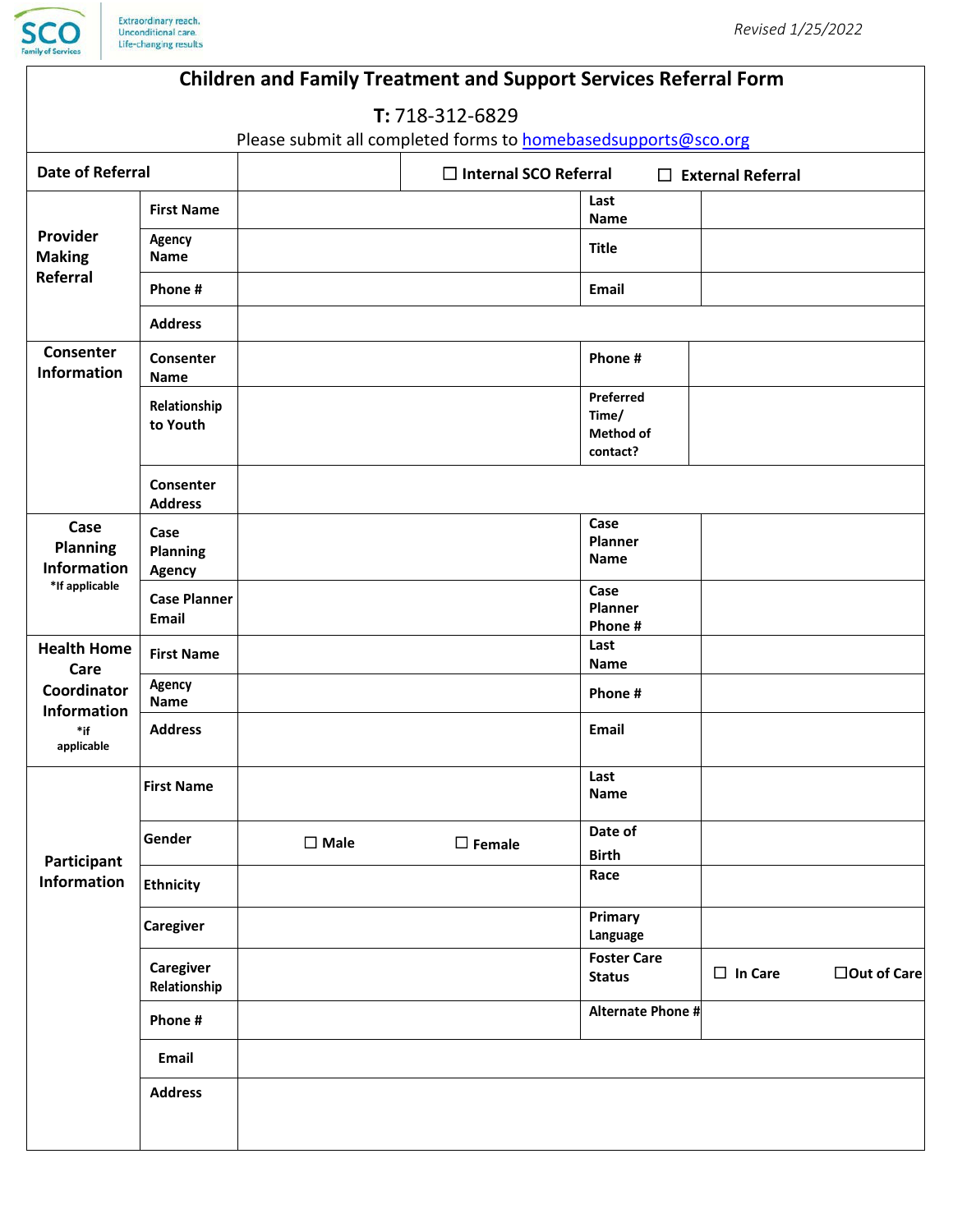SCO Family of Services — Extraordinary reach. Unconditional care. Life-changing results

*Revised 1/25/2022*

# Children and Family Treatment and Support Services Referral Form

**T:** 718-312-6829

Please submit all completed forms to homebasedsupports@sco.org

| **Date of Referral** | | ☐ **Internal SCO Referral** | ☐ **External Referral** |
|---|---|---|---|

| | | | | |
|---|---|---|---|---|
| **Provider Making Referral** | **First Name** | | **Last Name** | |
| | **Agency Name** | | **Title** | |
| | **Phone #** | | **Email** | |
| | **Address** | | | |
| **Consenter Information** | **Consenter Name** | | **Phone #** | |
| | **Relationship to Youth** | | **Preferred Time/ Method of contact?** | |
| | **Consenter Address** | | | |
| **Case Planning Information** *If applicable | **Case Planning Agency** | | **Case Planner Name** | |
| | **Case Planner Email** | | **Case Planner Phone #** | |
| **Health Home Care Coordinator Information** *if applicable | **First Name** | | **Last Name** | |
| | **Agency Name** | | **Phone #** | |
| | **Address** | | **Email** | |
| **Participant Information** | **First Name** | | **Last Name** | |
| | **Gender** | ☐ **Male** ☐ **Female** | **Date of Birth** | |
| | **Ethnicity** | | **Race** | |
| | **Caregiver** | | **Primary Language** | |
| | **Caregiver Relationship** | | **Foster Care Status** | ☐ **In Care** ☐ **Out of Care** |
| | **Phone #** | | **Alternate Phone #** | |
| | **Email** | | | |
| | **Address** | | | |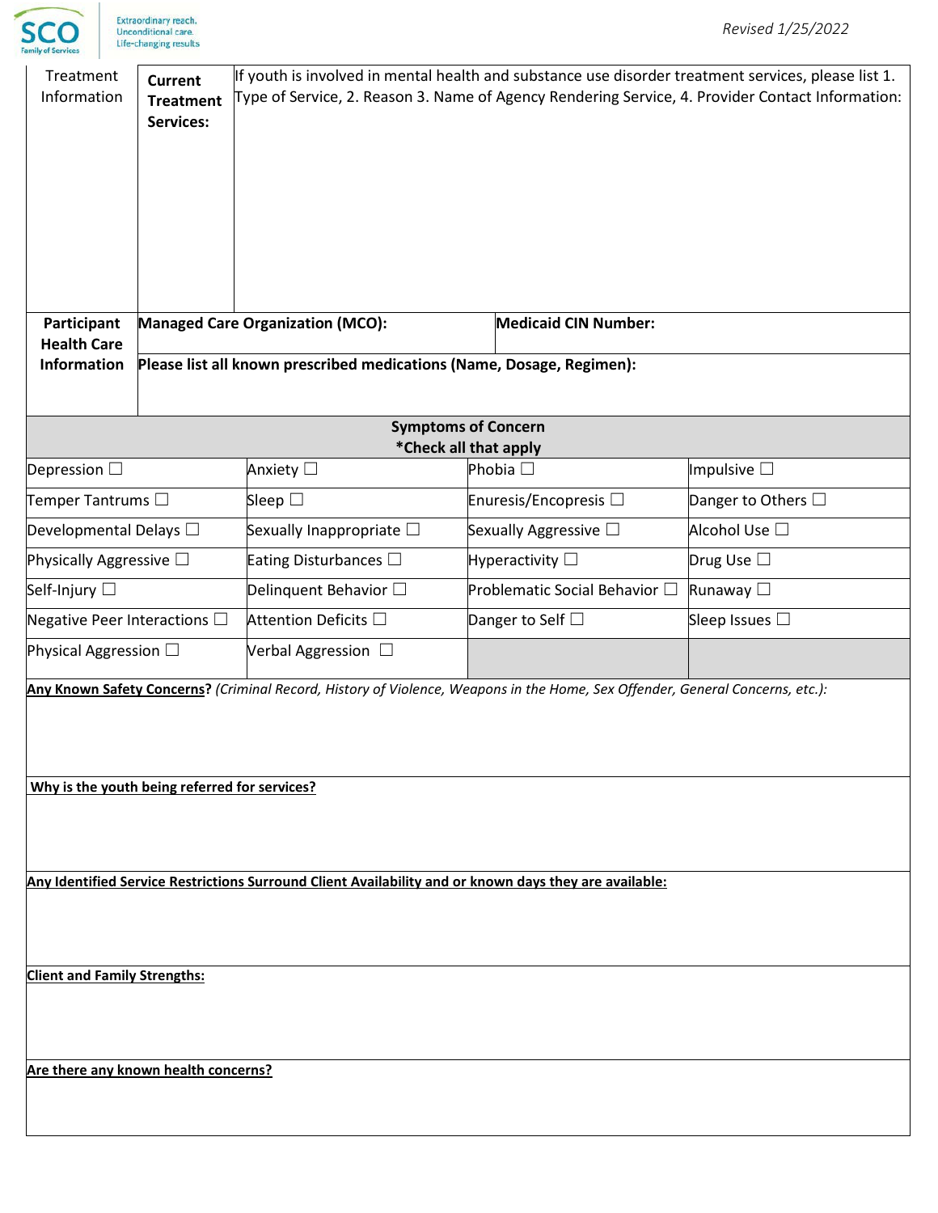| Treatment Information | **Current Treatment Services:** | If youth is involved in mental health and substance use disorder treatment services, please list 1. Type of Service, 2. Reason 3. Name of Agency Rendering Service, 4. Provider Contact Information: |
|---|---|---|

| **Participant Health Care Information** | **Managed Care Organization (MCO):** | **Medicaid CIN Number:** |
|---|---|---|
| | **Please list all known prescribed medications (Name, Dosage, Regimen):** | |

| **Symptoms of Concern** <br> ***Check all that apply** | | | |
|---|---|---|---|
| Depression ☐ | Anxiety ☐ | Phobia ☐ | Impulsive ☐ |
| Temper Tantrums ☐ | Sleep ☐ | Enuresis/Encopresis ☐ | Danger to Others ☐ |
| Developmental Delays ☐ | Sexually Inappropriate ☐ | Sexually Aggressive ☐ | Alcohol Use ☐ |
| Physically Aggressive ☐ | Eating Disturbances ☐ | Hyperactivity ☐ | Drug Use ☐ |
| Self-Injury ☐ | Delinquent Behavior ☐ | Problematic Social Behavior ☐ | Runaway ☐ |
| Negative Peer Interactions ☐ | Attention Deficits ☐ | Danger to Self ☐ | Sleep Issues ☐ |
| Physical Aggression ☐ | Verbal Aggression ☐ | | |

**Any Known Safety Concerns?** *(Criminal Record, History of Violence, Weapons in the Home, Sex Offender, General Concerns, etc.):*

**Why is the youth being referred for services?**

**Any Identified Service Restrictions Surround Client Availability and or known days they are available:**

**Client and Family Strengths:**

**Are there any known health concerns?**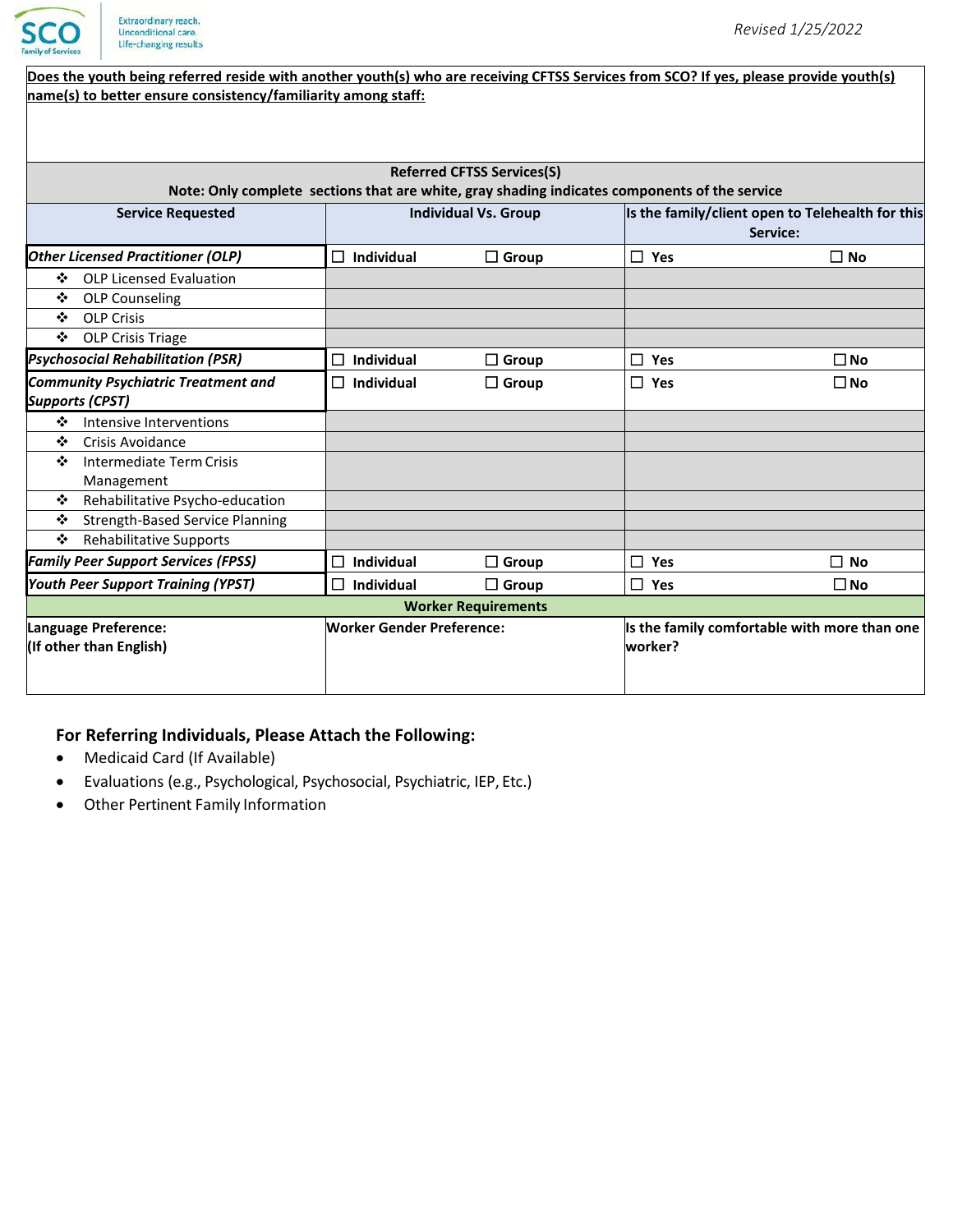**Does the youth being referred reside with another youth(s) who are receiving CFTSS Services from SCO? If yes, please provide youth(s) name(s) to better ensure consistency/familiarity among staff:**

| Referred CFTSS Services(S)<br>Note: Only complete sections that are white, gray shading indicates components of the service | | | | |
|---|---|---|---|---|
| **Service Requested** | **Individual Vs. Group** | | **Is the family/client open to Telehealth for this Service:** | |
| ***Other Licensed Practitioner (OLP)*** | ☐ **Individual** | ☐ **Group** | ☐ **Yes** | ☐ **No** |
| ❖ OLP Licensed Evaluation | | | | |
| ❖ OLP Counseling | | | | |
| ❖ OLP Crisis | | | | |
| ❖ OLP Crisis Triage | | | | |
| ***Psychosocial Rehabilitation (PSR)*** | ☐ **Individual** | ☐ **Group** | ☐ **Yes** | ☐ **No** |
| ***Community Psychiatric Treatment and Supports (CPST)*** | ☐ **Individual** | ☐ **Group** | ☐ **Yes** | ☐ **No** |
| ❖ Intensive Interventions | | | | |
| ❖ Crisis Avoidance | | | | |
| ❖ Intermediate Term Crisis Management | | | | |
| ❖ Rehabilitative Psycho-education | | | | |
| ❖ Strength-Based Service Planning | | | | |
| ❖ Rehabilitative Supports | | | | |
| ***Family Peer Support Services (FPSS)*** | ☐ **Individual** | ☐ **Group** | ☐ **Yes** | ☐ **No** |
| ***Youth Peer Support Training (YPST)*** | ☐ **Individual** | ☐ **Group** | ☐ **Yes** | ☐ **No** |
| **Worker Requirements** | | | | |
| **Language Preference:**<br>**(If other than English)** | **Worker Gender Preference:** | | **Is the family comfortable with more than one worker?** | |

### For Referring Individuals, Please Attach the Following:

- Medicaid Card (If Available)
- Evaluations (e.g., Psychological, Psychosocial, Psychiatric, IEP, Etc.)
- Other Pertinent Family Information